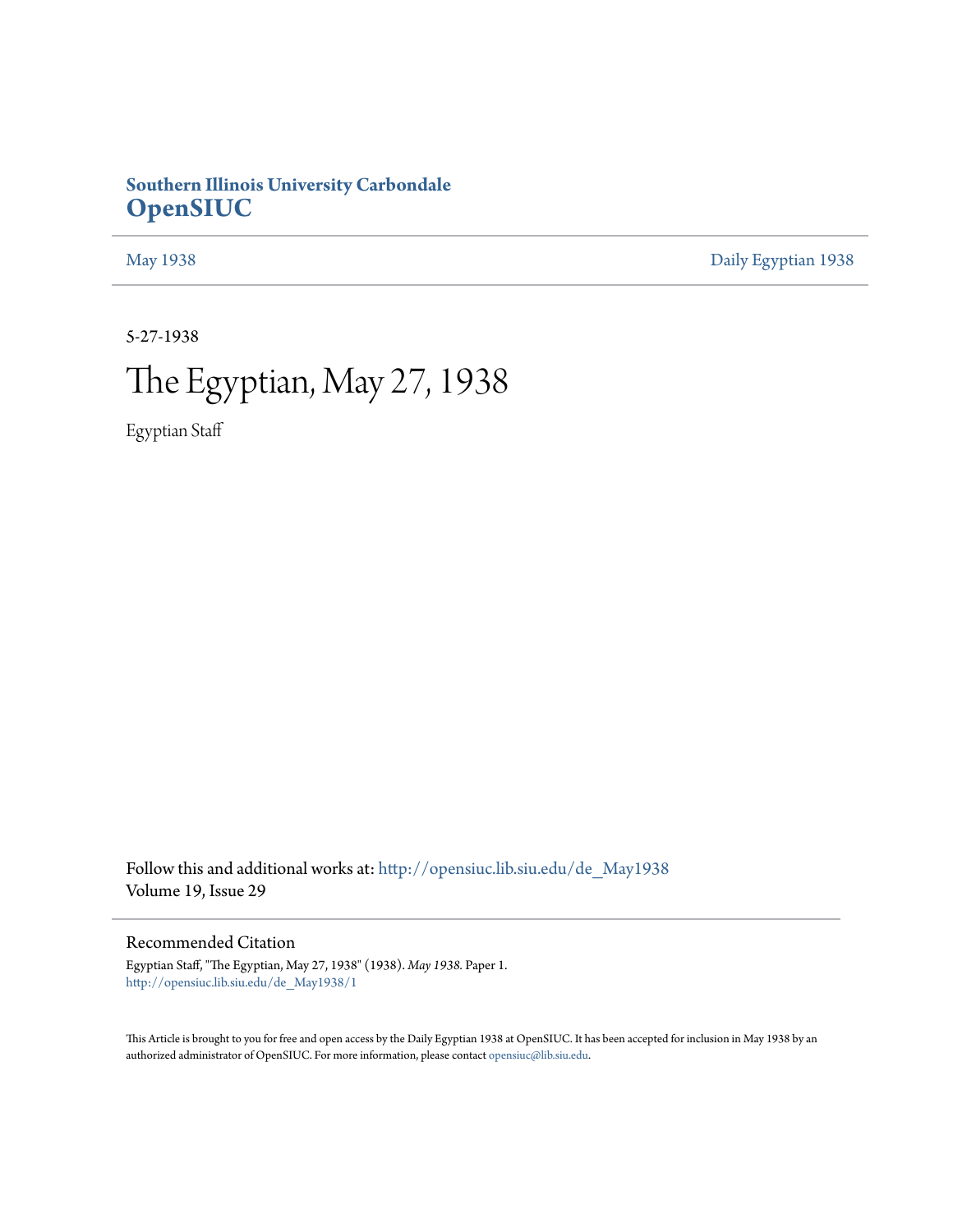**Southern Illinois University Carbondale**
**OpenSIUC**

May 1938 | Daily Egyptian 1938

5-27-1938

# The Egyptian, May 27, 1938

Egyptian Staff

Follow this and additional works at: http://opensiuc.lib.siu.edu/de_May1938
Volume 19, Issue 29

## Recommended Citation

Egyptian Staff, "The Egyptian, May 27, 1938" (1938). *May 1938.* Paper 1.
http://opensiuc.lib.siu.edu/de_May1938/1

This Article is brought to you for free and open access by the Daily Egyptian 1938 at OpenSIUC. It has been accepted for inclusion in May 1938 by an authorized administrator of OpenSIUC. For more information, please contact opensiuc@lib.siu.edu.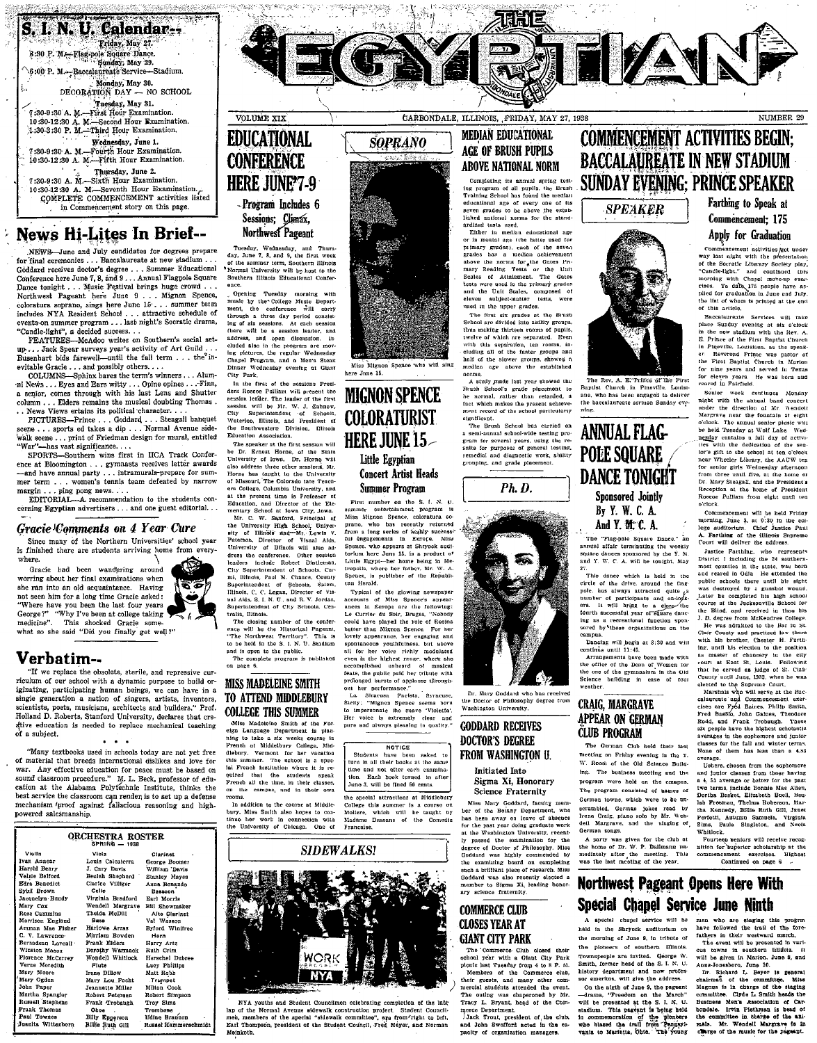# THE EGYPTIAN

VOLUME XIX — CARBONDALE, ILLINOIS, FRIDAY, MAY 27, 1938 — NUMBER 29

## S. I. N. U. Calendar--

Friday, May 27.
8:30 P. M.—Flag-pole Square Dance.

Sunday, May 29.
6:00 P. M.—Baccalaureate Service—Stadium.

Monday, May 30.
DECORATION DAY — NO SCHOOL

Tuesday, May 31.
7:30-9:30 A. M.—First Hour Examination.
10:30-12:30 A. M.—Second Hour Examination.
1:30-3:30 P. M.—Third Hour Examination.

Wednesday, June 1.
7:30-9:30 A. M.—Fourth Hour Examination.
10:30-12:30 A. M.—Fifth Hour Examination.

Thursday, June 2.
7:30-9:30 A. M.—Sixth Hour Examination.
10:30-12:30 A. M.—Seventh Hour Examination.

COMPLETE COMMENCEMENT activities listed in Commencement story on this page.

## News Hi-Lites In Brief--

NEWS—June and July candidates for degrees prepare for final ceremonies . . . Baccalaureate at new stadium . . . Goddard receives doctor's degree . . . Summer Educational Conference here June 7, 8, and 9 . . . Annual Flagpole Square Dance tonight . . . Music Festival brings huge crowd . . . Northwest Pageant here June 9 . . . Mignon Spence, coloratura soprano, sings here June 15 . . . summer term includes NYA Resident School . . . attractive schedule of events on summer program . . . last night's Socratic drama, "Candle-light", a decided success. . .

FEATURES—McAdoo writes on Southern's social set-up . . . Jack Spear surveys year's activity of Art Guild . . . Busenbart bids farewell—until the fall term . . . the inevitable Gracie . . . and possibly others. . . .

COLUMNS—Sphinx bares the term's winners . . . Alumni News . . . Eyes and Ears witty . . . Opine opines . . . Finn, a senior, comes through with his last Lens and Shutter column . . . Elders remains the musical doubting Thomas . . . News Views retains its political character. . . .

PICTURES—Prince . . . Goddard . . . Steagall banquet scene . . . sports ed takes a dip . . . Normal Avenue sidewalk scene . . . print of Friedman design for mural, entitled "War"—has vast significance. . . .

SPORTS—Southern wins first in IICA Track Conference at Bloomington . . . gymnasts receives letter awards —and have annual party . . . intramurals prepare for summer term . . . women's tennis team defeated by narrow margin . . . ping pong news. . . .

EDITORIAL—A recommendation to the students concerning Egyptian advertisers . . . and one guest editorial. . .

## *Gracie Comments on 4 Year Cure*

Since many of the Northern Universities' school year is finished there are students arriving home from everywhere.

Gracie had been wandering around worrying about her final examinations when she ran into an old acquaintance. Having not seen him for a long time Gracie asked: "Where have you been the last four years George?" "Why I've been at college taking medicine". This shocked Gracie somewhat so she said "Did you finally get well?"

## Verbatim--

"If we replace the obsolete, sterile, and repressive curriculum of our school with a dynamic purpose to build originating, participating human beings, we can have in a single generation a nation of singers, artists, inventors, scientists, poets, musicians, architects and builders." Prof. Holland D. Roberts, Stanford University, declares that creative education is needed to replace mechanical teaching of a subject.

\* \* \*

"Many textbooks used in schools today are not yet free of material that breeds international dislikes and love for war. Any effective education for peace must be based on sound classroom procedure." M. L. Beck, professor of education at the Alabama Polytechnic Institute, thinks the best service the classroom can render is to set up a defense mechanism 'proof against fallacious reasoning and high-powered salesmanship.

## ORCHESTRA ROSTER

SPRING — 1938

| Violin | Viola | Clarinet |
|---|---|---|
| Ivan Anacar | Louis Calcaterra | George Boomer |
| Harold Beary | J. Cary Davis | William Davis |
| Velgie Belford | Beulah Shepherd | Stanley Hayes |
| Edra Benedict | Clarice Villiger | Anna Rosando |
| Sybil Brown | Cello | Bassoon |
| Jacquelyn Bundy | Virginia Bradford | Earl Morris |
| Mary Cox | Wendell Margrave | Bill Shewmaker |
| Rose Cummins | Thelda McDill | Alto Clarinet |
| Morrison England | Bass | Val Wasson |
| Amman Mae Fisher | Harlowe Arras | Byford Winifree |
| C. V. Lawrence | Mirriam Bowden | Horn |
| Bernadean Lowell | Frank Elders | Harry Artz |
| Winston Mason | Dorothy Warmack | Ruth Crim |
| Florence McCarrey | Wendell Whitlock | Herschel Dubree |
| Verne Meredith | Flute | Lucy Phillips |
| Mary Moore | Irene Dillow | Matt Robb |
| Mary Ogden | Mary Lou Focht | Trumpet |
| John Paper | Jeanette Miller | Milton Cook |
| Martha Spangler | Robert Petersen | Robert Simpson |
| Russell Stephens | Frank Trobaugh | Troy Sims |
| Frank Thomas | Oboe | Trombone |
| Paul Townes | Billy Epperson | Udine Brannon |
| Juanita Wittenborn | Billie Ruth Gill | Russel Hammerschmidt |

# EDUCATIONAL CONFERENCE HERE JUNE 7-9

### Program Includes 6 Sessions; Climax, Northwest Pageant

Tuesday, Wednesday, and Thursday, June 7, 8, and 9, the first week of the summer term, Southern Illinois Normal University will be host to the Southern Illinois Educational Conference.

Opening Tuesday morning with music by the College Music Department, the conference will carry through a three day period consisting of six sessions. At each session there will be a session leader, and address, and open discussion. Included also in the program are moving pictures, the regular Wednesday Chapel Program, and a Men's Steak Dinner Wednesday evening at Giant City Park.

In the first of the sessions President Roscoe Pulliam will present the session leader. The leader of the first session will be Mr. C. J. Zahnow, City Superintendent of Schools, Waterloo, Illinois, and President of the Southwestern Division, Illinois Education Association.

The speaker at the first session will be Dr. Ernest Horne, of the State University of Iowa. Dr. Horne will also address three other sessions. Mr. Horne has taught in the University of Missouri, The Colorado State Teachers College, Columbia University, and at the present time is Professor of Education, and Director of the Elementary School at Iowa City, Iowa.

Mr. C. W. Sanford, Principal of the University High School, University of Illinois and Mr. Lewis V. Peterson, Director of Visual Aids, University of Illinois will also address the conference. Other session leaders include Robert Dinkelman, City Superintendent of Schools, Carmi, Illinois, Paul M. Chance, County Superintendent of Schools, Salem, Illinois, C. C. Logan, Director of Visual Aids, S. I. N. U. and R. V. Jordan, Superintendent of City Schools, Centralia, Illinois.

The closing number of the conference will be the Historical Pageant, "The Northwest Territory". This is to be held in the S. I. N. U. Stadium and is open to the public.

The complete program is published on page 6.

## MISS MADELEINE SMITH TO ATTEND MIDDLEBURY COLLEGE THIS SUMMER

Miss Madeleine Smith of the Foreign Language Department is planning to take a six weeks course in French at Middlebury College, Middlebury, Vermont for her vacation this summer. The school is a special French institution where it is required that the students speak French all the time, in their classes, on the campus, and in their own rooms.

In addition to the course at Middlebury, Miss Smith also hopes to continue her work in connection with the University of Chicago. One of the special attractions at Middlebury College this summer is a course on Moliere, which will be taught by Madame Dussane of the Comédie Française.

## SOPRANO

Miss Mignon Spence who will sing here June 15.

# MIGNON SPENCE COLORATURIST HERE JUNE 15

### Little Egyptian Concert Artist Heads Summer Program

First number on the S. I. N. U. summer entertainment program is Miss Mignon Spence, coloratura soprano, who has recently returned from a long series of highly successful engagements in Europe. Miss Spence, who appears at Shryock auditorium here June 15, is a product of Little Egypt—her home being in Metropolis, where her father, Mr. W. A. Spence, is publisher of the Republican Herald.

Typical of the glowing newspaper accounts of Miss Spence's appearances in Europe are the following: Le Courrier du Soir, Bruges, "Nobody could have played the role of Rosina better than Mignon Spence. For her lovely appearance, her engaging and spontaneous youthfulness, but above all for her voice richly modulated even in the highest range, where she accomplished unheard of musical feats, the public paid her tribute with prolonged bursts of applause throughout her performance."

La Siracusa Paciata, Syracuse, Sicily: "Mignon Spence seems born to impersonate the suave 'Violetta'. Her voice is extremely clear and pure and always pleasing in quality."

**NOTICE**

Students have been asked to turn in all their books at the same time and not after each examination. Each book turned in after June 3, will be fined 50 cents.

## SIDEWALKS!

NYA youths and Student Councilmen celebrating completion of the last lap of the Normal Avenue sidewalk construction project. Student Councilmen, members of the special "sidewalk committee", are from right to left, Earl Thompson, president of the Student Council, Fred Meyer, and Norman Meinkoth.

## MEDIAN EDUCATIONAL AGE OF BRUSH PUPILS ABOVE NATIONAL NORM

Completing its annual spring testing program of all pupils, the Brush Training School has found the median educational age of every one of its seven grades to be above the established national norms for the standardized tests used.

Either in median educational age or in mental age (the latter used for primary grades), each of the seven grades has a median achievement above the norms for the Gates Primary Reading Tests or the Unit Scales of Attainment. The Gates tests were used in the primary grades and the Unit Scales, composed of eleven subject-matter tests, were used in the upper grades.

The first six grades at the Brush School are divided into ability groups, thus making thirteen rooms of pupils, twelve of which are separated. Even with this separation, ten rooms, including all of the faster groups and half of the slower groups, showed a median age above the established norms.

A study made last year showed the Brush School's grade placement to be normal, rather than retarded, a fact which makes the present achievement record of the school particularly significant.

The Brush School has carried on a semi-annual school-wide testing program for several years, using the results for purposes of general testing, remedial and diagnostic work, ability grouping, and grade placement.

## Ph. D.

Dr. Mary Goddard who has received the Doctor of Philosophy degree from Washington University.

## GODDARD RECEIVES DOCTOR'S DEGREE FROM WASHINGTON U.

### Initiated Into Sigma Xi, Honorary Science Fraternity

Miss Mary Goddard, faculty member of the Botany Department, who has been away on leave of absence for the past year doing graduate work at the Washington University, recently passed the examination for the degree of Doctor of Philosophy. Miss Goddard was highly commended by the examining board on completing such a brilliant piece of research. Miss Goddard was also recently elected a member to Sigma Xi, leading honorary science fraternity.

## COMMERCE CLUB CLOSES YEAR AT GIANT CITY PARK

The Commerce Club closed their school year with a Giant City Park picnic last Tuesday from 4 to 8 P. M. Members of the Commerce club, their guests, and many other commercial students attended the event. The outing was chaperoned by Mr. Tracy L. Bryant, head of the Commerce Department.

Jack Trout, president of the club, and John Swofford acted in the capacity of organization managers.

# COMMENCEMENT ACTIVITIES BEGIN; BACCALAUREATE IN NEW STADIUM SUNDAY EVENING; PRINCE SPEAKER

## SPEAKER

The Rev. A. E. Prince of the First Baptist Church in Pineville, Louisiana, who has been engaged to deliver the baccalaureate sermon Sunday evening.

### Farthing to Speak at Commencement; 175 Apply for Graduation

Commencement activities got under way last night with the presentation of the Socratic Literary Society play, "Candle-light," and continued this morning with Chapel move-up exercises. To date 175 people have applied for graduation in June and July, the list of whom is printed at the end of this article.

Baccalaureate Services will take place Sunday evening at six o'clock in the new stadium with the Rev. A. E. Prince of the First Baptist Church in Pineville, Louisiana, as the speaker. Reverend Prince was pastor of the First Baptist Church in Marion for nine years and served in Texas for eleven years. He was born and reared in Fairfield.

Senior week continues Monday night with the annual band concert under the direction of Mr. Wendell Margrave near the fountain at eight o'clock. The annual senior picnic will be held Tuesday at Wolf Lake. Wednesday contains a full day of activities with the dedication of the senior's gift to the school at ten o'clock near Wheeler Library, the AAUW tea for senior girls Wednesday afternoon from three until five, at the home of Dr. Mary Steagall, and the President's Reception at the home of President Roscoe Pulliam from eight until ten o'clock.

Commencement will be held Friday morning, June 3, at 9:30 in the college auditorium. Chief Justice Paul A. Farthing of the Illinois Supreme Court will deliver the address.

Justice Farthing, who represents District 1 including the 24 southernmost counties in the state, was born and reared in Odin. He attended the public schools there until his sight was destroyed by a gunshot wound. Later he completed his high school course at the Jacksonville School for the Blind, and received in three his J. D. degree from McKendree College.

He was admitted to the Bar in St. Clair County and practiced law there with his brother, Chester H. Farthing, until his election to the position as master of chancery in the city court at East St. Louis. Following that he served as judge of St. Clair County until June, 1932, when he was elected to the Supreme Court.

Marshals who will serve at the Baccalaureate and Commencement exercises are Fred Baines, Philip Smith, Fred Bassio, John Gaines, Theodore Rodd, and Frank Trobaugh. These six people have the highest scholastic averages in the sophomore and junior classes for the fall and winter terms. None of them has less than a 4.83 average.

Ushers, chosen from the sophomore and junior classes from those having a 4.51 average or better for the past two terms include Bonnie Mae Allen, Dortha Basket, Elizabeth Buell, Beulah Freeman, Thelma Roberson, Martha Kennedy, Billie Ruth Gill, Janet Perfetti, Autumn Samuels, Virginia Sims, Paula Singleton, and Neola Whitlock.

Fourteen seniors will receive recognition for superior scholarship at the commencement exercises. Highest

Continued on page 6

# ANNUAL FLAG-POLE SQUARE DANCE TONIGHT

### Sponsored Jointly By Y. W. C. A. And Y. M. C. A.

The "Flag-pole Square Dance," an annual affair terminating the weekly square dances sponsored by the Y. M. and Y. W. C. A. will be tonight, May 27.

This dance which is held in the circle of the drive, around the flag pole, has always attracted quite a number of participants and on-lookers. It will bring to a close the fourth successful year of square dancing as a recreational function sponsored by these organizations on the campus.

Dancing will begin at 8:30 and will continue until 11:45.

Arrangements have been made with the office of the Dean of Women for the use of the gymnasium in the Old Science building in case of foul weather.

## CRAIG, MARGRAVE APPEAR ON GERMAN CLUB PROGRAM

The German Club held their last meeting on Friday evening in the Y. W. Room of the Old Science Building. The business meeting and the program were held on the campus. The program consisted of names of German towns, which were to be unscrambled. German jokes read by Irene Craig, piano solo by Mr. Wendell Margrave, and the singing of German songs.

A party was given for the club at the home of Dr. W. F. Dallmann immediately after the meeting. This was the last meeting of the year.

# Northwest Pageant Opens With Special Chapel Service June Ninth

A special chapel service will be held in the Shryock auditorium on the morning of June 9, in tribute of the pioneers of southern Illinois. Townspeople are invited. George W. Smith, former head of the S. I. N. U. history department and now professor emeritus, will give the address.

On the night of June 9, the pageant —drama, "Freedom on the March" will be presented at the S. I. N. U. stadium. This pageant is being held in commemoration of the pioneers who blazed the trail from Pennsylvania to Marietta, Ohio. The young men who are staging this program have followed the trail of the forefathers in their westward march.

The event will be presented in various towns in southern Illinois. It will be given in Marion, June 8, and Anna-Jonesboro, June 10.

Dr. Richard L. Beyer is general chairman of the committee. Miss Magnus is in charge of the staging committee. Clyde L. Smith heads the Business Men's Association of Carbondale. Irvin Plethman is head of the committee in charge of the animals. Mr. Wendell Margrave is in charge of the music for the pageant.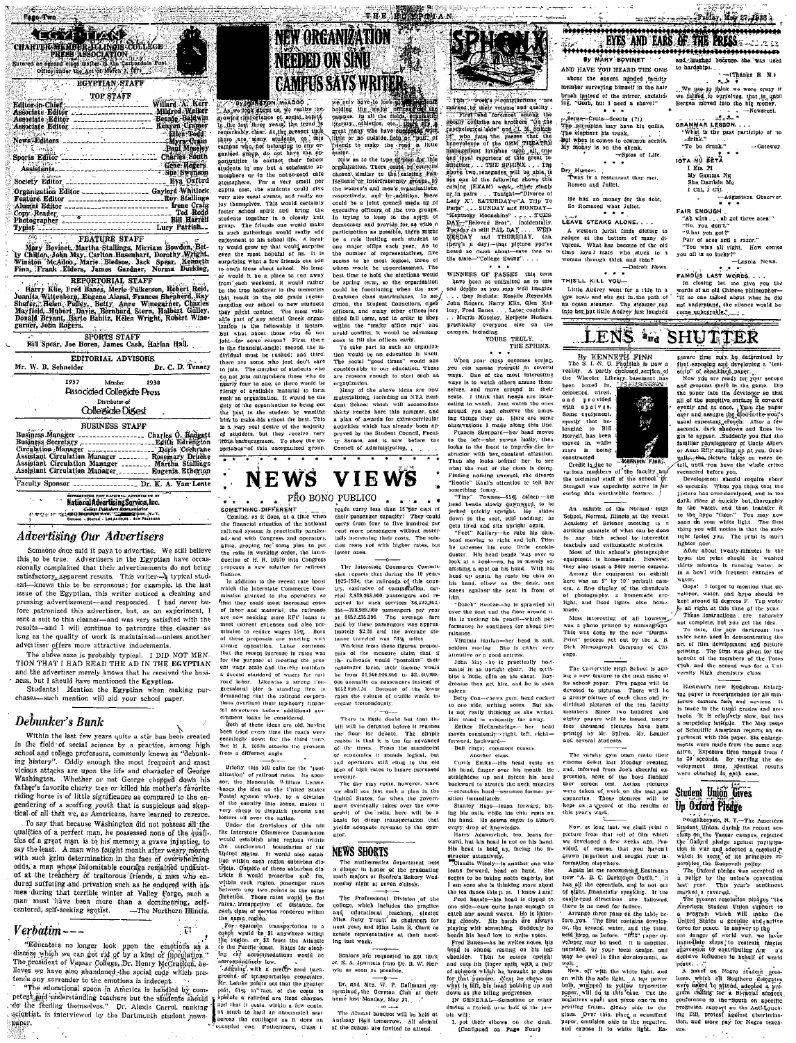# EGYPTIAN

CHARTER MEMBER ILLINOIS COLLEGE PRESS ASSOCIATION

Entered as second class matter in the Carbondale Post Office under the Act of March 3, 1879.

## EGYPTIAN STAFF

### TOP STAFF

| | |
|---|---|
| Editor-in-Chief | Willard A. Kerr |
| Associate Editor | Mildred Walker |
| Associate Editor | Bennie Baldwin |
| Associate Editor | Kenyon Cramer |
| | Ellen Todd |
| News Editors | Myra Crain |
| | Paul Moseley |
| Sports Editor | Charles South |
| Assistants | Gene Rogers |
| | Sim Swenson |
| Society Editor | Eva Oxford |
| Organization Editor | Gaylord Whitlock |
| Feature Editor | Roy Stallings |
| Alumni Editor | Irene Craig |
| Copy Reader | Ted Rodd |
| Photographer | Bill Harrell |
| Typist | Lucy Parrish |

### FEATURE STAFF

Mary Bovinet, Martha Stallings, Mirriam Bowden, Betty Clifton, John May, Carlton Busenhart, Dorothy Wright, Winston McAdoo, Marie Bledsoe, Jack Spear, Kenneth Finn, Frank Elders, James Gardner, Norma Durking.

### REPORTORIAL STAFF

Harry Kile, Fred Banes, Merle Fulkerson, Robert Reid, Juanita Wittenborn, Eugene Aiassi, Frances Shepherd, Kay Shafer, Helen Pulley, Betty Anne Winegarner, Charles Mayfield, Hubert Davis, Bernhard Korn, Hulbert Gilley, Donald Bryant, Bario Babilz, Helen Wright, Robert Winegarner, John Rogers.

### SPORTS STAFF

Bill Spear, Joe Boren, James Cash, Harlan Hall.

### EDITORIAL ADVISORS

Mr. W. B. Schneider — Dr. C. D. Tenney

1937 Member 1938
Associated Collegiate Press
Distributor of
Collegiate Digest

### BUSINESS STAFF

| | |
|---|---|
| Business Manager | Charles O. Padgett |
| Business Secretary | Edith Edrington |
| Circulation Manager | Doris Cochrane |
| Assistant Circulation Manager | Rosemary Drake |
| Assistant Circulation Manager | Martha Stallings |
| Assistant Circulation Manager | Eugenia Etherton |
| Faculty Sponsor | Dr. K. A. Van Lente |

REPRESENTED FOR NATIONAL ADVERTISING BY National Advertising Service, Inc. College Publishers Representative 420 Madison Ave. New York, N.Y. Chicago - Boston - Los Angeles - San Francisco

## Advertising Our Advertisers

Someone once said it pays to advertise. We still believe this to be true. Advertisers in the Egyptian have occasionally complained that their advertisements do not bring satisfactory, apparent results. This writer—a typical student—knows this to be erroneous; for example, in the last issue of the Egyptian, this writer noticed a cleaning and pressing advertisement—and responded. I had never before patronized this advertiser, but, as an experiment, I sent a suit to this cleaner—and was very satisfied with the results—and I will continue to patronize this cleaner as long as the quality of work is maintained—unless another advertiser offers more attractive inducements.

The above case is probably typical. I DID NOT MENTION THAT I HAD READ THE AD IN THE EGYPTIAN and the advertiser merely knows that he received the business, but I should have mentioned the Egyptian.

Students! Mention the Egyptian when making purchases—such mention will aid your school paper.

## Debunker's Bunk

Within the last few years quite a stir has been created in the field of social science by a practice, among high school and college professors, commonly known as "debunking history". Oddly enough the most frequent and most vicious attacks are upon the life and character of George Washington. Whether or not George chopped down his father's favorite cherry tree or killed his mother's favorite riding horse is of little significance as compared to the engendering of a scoffing youth that is suspicious and skeptical of all that we, as Americans, have learned to reverce.

To say that because Washington did not possess all the qualities of a perfect man, he possessed none of the qualities of a great man, is to his memory a grave injustice, to say the least. A man who fought month after weary month with such grim determination in the face of overwhelming odds, a man whose indomitable courage remained undaunted at the treachery of traitorous friends, a man who endured suffering and privation such as he endured with his men during that terrible winter at Valley Forge, such a man must have been more than a domineering, self-centered, self-seeking egotist. —The Northern Illinois.

## Verbatim---

"Educators no longer look upon the emotions as a disease which we can get rid of by a kind of inoculation." The president of Vassar College, Dr. Henry McCracken, believes we have also abandoned the social code which pretends any surrender to the emotions is indecent.

"The educational spoon in America is handled by competent and understanding teachers but the students should do the feeding themselves." Dr. Alexis Carrel, ranking scientist, is interviewed by the Dartmouth student newspaper.

# NEW ORGANIZATION NEEDED ON SINU CAMPUS SAYS WRITER

By WINSTON McADOO

As we look about us, we realize the growing importance of social habits in the last three years, the trend is remarkably clear. At the present time there are many students on this campus who, not belonging to any organized group, do not have the opportunities to contact their fellow students in any but a scholastic atmosphere or in the noise-good clatter atmosphere. For a very small per capita cost, the students could give very nice social events, and really enjoy themselves. This would certainly foster school spirit and bring the students together in a closely knit group. The friends one would make in such gatherings would really add enjoyment to his school life. A loyalty would grow up that would surprise even the most hopeful of us. It is surprising what a few friends can add to one's ideas about school. No longer would it be a place to run away from each weekend, it would rather be the true holdover in the memories that result in the old grads recommending our school to new students may might contact. The most valuable part of any social Greek organization is the fellowship it fosters. But what about those who do not join—for some reason? First there is the financial angle; second, the individual must be rushed; and third, there are some who just don't care to join. The number of students who do not join outnumbers those who do nearly four to one, so there would be plenty of available material to form such an organization. It would be the duty of the organization to bring out the best in the student by wanting him to make his school the best. This is a very real desire of the majority of students, but they receive very little encouragement. To show the importance of this unorganized group,

we only have to look at the students holding the major offices on the campus. In all the fields, scholastic, literary, athletic, etc., there are a great many who have succeeded with little or no outside help or "pull" of friends to make the road a little easier.

Now as to the type of plan for this organization. There could be councils chosen, similar to the existing Pan-Hellenic or Interfraternity groups, by the women's and men's organizations, respectively, and in addition, there could be a joint council made up of executive officers of the two groups. In trying to keep in the spirit of democracy and provide for as wide a participation as possible, there might be a rule limiting each student to one major office each year. As to the number of representatives, five seems to be most logical, three of whom would be upperclassmen. The best time to hold the elections would be spring term, so the organization could be functioning when the new freshmen class matriculates. In addition, the Student Councilors, class officers, and many other offices are filled fall term, and in order to keep within the "major office rule" and avoid conflict, it would be advantageous to fill the offices early.

To take part in such an organization would be an education in itself. The social "good times" would add considerably to our education. These are reasons enough to start such an organization.

Many of the above ideas are now materializing, including an NYA Student School which will accomodate thirty youths here this summer, and a plan of awards for extra-curricular activities which has already been approved by the Student Council, Faculty Senate, and is now before the Council of Administration.

# NEWS VIEWS

## PRO BONO PUBLICO

### SOMETHING DIFFERENT

Coming, as it does, at a time when the financial situation of the national railroad system is practically paralyzed, and with Congress and operators alike, groping for some plan to put the rails in working order, the introduction of H. R. 10570 into Congress proposes a new solution for railroad finance.

In addition to the recent rate boost which the Interstate Commerce Commission granted to the operators so that they could meet increased costs of labor and material, the railroads are now seeking more RFC loans to meet current expenses and also permission to reduce wages 15%. Both of these proposals are meeting with strong opposition. Labor contends that the recent increase in rates was for the purpose of meeting the present wage scale and thereby maintain a decent standard of wages for railroad labor. Likewise a strong congressional bloc is standing firm in demanding that the railroad corporations overhaul their top-heavy financial structures before additional government loans be considered.

Both of these ideas are old, having been tried every time the roads were seemingly down for the third time. But H. R. 10570 attacks the problem from a different angle.

Briefly, this bill calls for the "postalization" of railroad rates. Its sponsor, the Honorable William Lemke, bases the idea on the United States Postal system which, by a division of the country into zones, makes it very cheap to dispatch parcels and letters all over the nation.

Under the provisions of this bill the Interstate Commerce Commission would establish nine regions within the continental boundaries of the United States. It would also establish within each region suburban districts. Outside of these suburban districts it would prescribe and fix, within each region, passenger rates between any two points in the same direction. These rates would be flat rates, irrespective of distance, for each class of service rendered within the same region.

For example transportation in a coach would be $1 anywhere within the region, or $3 from the Atlantic to the Pacific coast. Rates for sleeping car accommodations would be correspondingly low.

Arguing with a pretty good background of transportation economics, Mr. Lemke points out that the greater part, 61% in fact, of the costs to operate a railroad are fixed charges, and that it costs, within a few cents, as much to haul an unoccupied seat across the continent as it does an occupied one. Futhermore, class 1 roads carry less than 15 per cent of their passenger capacity! They could carry from four to five hundred per cent more passengers without materially increasing their costs. The solution rests not with higher rates, but lower ones.

The Interstate Commerce Commission reports that during the 10 years 1925-1934, the railroads of this country, exclusive of commutation, carried 2,859,588,000 passengers and received for such services $6,222,862,594—$288,588,960 passengers per year at $652,235,300. The average fare paid by these passengers was approximately $2.25 and the average distance traveled was 73½ miles.

Working from these figures, proponents of the measure claim that if the railroads would "postalize" their passenger fares, their income would be from $1,500,000,000 to $2,000,000,000 annually as passengers instead of $652,000,000. Because of the lower rates the volume of traffic would increase tremendously.

There is little doubt but that this bill will be defeated before it reaches the floor for debate. The simple reason is that it is too far advanced of the times. From the standpoint of economics it sounds logical, but rail operators still cling to the old idea of high rates to insure increased revenue.

The day may come, however, when we shall see just such a plan in the United States, for when the government eventually takes over the ownership of the rails, there will be a basis for cheap transportation that yields adequate revenue to the operator.

## NEWS SHORTS

The mathematics department held a dinner in honor of the graduating math majors at Renfro's Bakery Wednesday night at seven o'clock.

The Professional Division of the college, which includes the practice and educational teachers, elected Miss Ruby Troutt as chairman for next year, and Miss Lulu R. Clark as senate representative at their meeting last week.

Seniors are requested to get their N. E. A. journals from Dr. D. W. Merwin as soon as possible.

Dr. and Mrs. W. F. Dallmann entertained the German Club at their home last Monday, May 23.

The Alumni banquet will be held at Anthony Hall tomorrow. All alumni of the school are invited to attend.

# SPHINX

This week's contributions are marked by their volume and quality. "First and foremost among the goodly contribs are brothers "On the psychological side" and "J. M. Stutchill" who swing the pacer that the benevolence of the GEM THEATRE management lavishes upon all true and loyal reporters of this great institution. . . THE SPHINX . . . The above two renegades will be able to use one of the following shows this coming (EXAM) week, either singly or in pairs . . . Tonight—"Divorce of Lady X", SATURDAY—"A Trip To Paris" . . . SUNDAY and MONDAY—"Kentucky Moonshine" . . . TUESDAY—"Beloved Brat", (incidentally Tuesday is still PAL DAY . . . WEDNESDAY and THURSDAY, (ah, there's a day)—that picture you've heard so much about—ever two on the aisle—"College Swing" . . .

WINNERS OF PASSES this term have been as unlimited as to size and design as you may well imagine . . . they include: Rosalie Reynolds, John Rogers, Harry Kile, Glen Mallory, Fred Banes . . . Late contribs . . . Morris Mosley, Henriette Hudson, practically everyone else on the campus, including

YOURS TRULY,
THE SPHINX.

When your class becomes boring, you can amuse yourself in several ways. One of the most interesting ways is to watch others amuse themselves, and move around in their seats. I think that heads are interesting to watch. Just watch the ones around you and observe the amusing things they do. Here are some observations I made along this line.

Francis Sheppard—her head moves to the left—she yawns lazily, then looks to the front to impress the instructor with her constant attention. Then she looks behind her to see what the rest of the class is doing. Finding nothing unusual, she diverts "Rootie" Kaul's attention to tell her something funny.

"Tiny" Townes—15% asleep—his head bends slowly downward, to be jerked quickly upright. He slides down in the seat, still nodding; he gets tired and sits upright again.

"Peet" Mallory—he rubs his chin, head moving to right and left. Then he caresses his cute little cookie-duster. His head bends way over to look at a book—no, he is merely examining a spot on his hand. With his head up again, he rests his chin on his hand, elbow on the desk, and leans against the seat in front of him.

"Dutch" Reuter—he is sprawled all over the seat and the floor around it. He is sucking his pencil—which performance he continues for about five minutes.

Virginia Harlan—her head is still, seldom moving. She is either very attentive or a good actress.

John May—he is practically horizontal in an upright chair. He scribbles a little, chin on his chest. Daydreams then get him, and he is soon asleep.

Betty Cox—chews gum, head cocked to one side, writing notes. But she is not really thinking as she writes. Her mind is evidently far away.

Esther McCambridge—her head moves constantly—right, left, right—forward, backward—

Bull rings; comment ceases.

Another class:

Curtis Smith—His head rests on his hand, finger over his mouth. He straightens up and forces his head backward to stretch the neck muscles—scratches head—assumes former position immediately.

Stanley Hays—leans forward, biting his nails while his chin rests on his hand. He seems eager to absorb every drop of knowledge.

Harry Jakamovich, too, leans forward, but his head is not on his hand. His head is held up, facing the instructor attentively.

Claudia Wisely—is another one who leans forward, head on hand. She seems to be taking notes eagerly, but I am sure she is thinking more about the tea dance this p. m. I know I am!

Fred Banes—his head is tipped to one side—ears quite large enough to catch any sound waves. He is listening closely. His hands are always playing with something. Suddenly he bends his head low to write notes.

Fred Banes—As he writes notes, his head is almost resting on his left shoulder. Then he comes upright and cups his finger with a pair of scissors which he brought to class for that purpose. Next he chews on what is left, his head bobbing up and down as the biting progresses.

IN GENERAL—Sometime or other during a period, over half of the people will:

1. put their elbows on the desk.

(Continued on Page Four)

# EYES AND EARS OF THE PRESS

By MARY BOVINET

AND HAVE YOU HEARD THE ONE about the absent minded faculty member surveying himself in the hair brush instead of the mirror, exclaiming, "Gosh, but I need a shave!"

Sense—Cents—Scents (?)
The porcupine may have his quills,
The elephant his trunk,
But when it comes to common scents,
My money is on the skunk.
—Spice of Life.

Dry Humor:
'Twas in a restaurant they met,
Romeo and Juliet.

He had no money for the debt,
So Romeoed what Juliet.

LEAVE STEAKS ALONE. . . .

A western jurist finds dieting to reduce at the bottom of many divorces. What has become of the old time lover who vowed he'd stick to a woman through thick and thin?
—Detroit News.

THIS'LL KILL YOU—

Little Audrey went for a ride in a row boat and she got in the path of an ocean steamer. The steamer ran into her but little Audrey just laughed and laughed because she was used to hardships.
—(Thanks B. M.)

We use to think we were crazy if we talked to ourselves that is, until Bergen moved into the big money.
—Newsreel.

GRAMMAR LESSON—
"What is the past participle of 'to drink'?"
"To be drunk."
—Gateway.

IOTA NU BETA
I Eta Pi
My Gamma Nu
She Lambda Me
I Chi, I Chi.
—Augustana Observer.

FAIR ENOUGH
"Ah wins . . . ah got three aces!"
"No, you don't."
"What you got?"
Pair of aces and a razor."
"You wins all right. How comes you all is so lucky?"
—Loyola News.

FAMOUS LAST WORDS. . . .

In closing let me give you the words of an old Chinese philosopher—"If no one talked about what he did not understand, the silence would become unbearable."

# LENS and SHUTTER

By KENNETH FINN

The S. I. N. U. Photolab is now a reality. A partly enclosed section of the Wheeler Library basement has been boxed in, celotexed, wired, and provided with shelves. Some equipment, mostly that belonging to Bill Harrell, has been moved in, while more is being constructed.

Credit is due to various members of the faculty and the technical staff of the school for their help. Stengall was especially active in favoring this worthwhile feature.

An exhibit of the Normal High School, Normal, Illinois at the recent Academy of Science meeting is a striking example of what can be done in many high school by interested teachers and enthusiastic students.

Most of this school's photographic equipment is home-made. However, they also boast a $400 movie camera. Among the equipment on exhibit here was an 8" by 10" portrait camera, a fine display of the chemicals of photography, a homemade enlarger, and flood lights also homemade.

Most interesting of all however, was a photo printed by mimeograph. This was done by the new "Derma-Print" process put out by the A. B. Dick Mimeograph Company of Chicago.

The Centerville High School is adding a new feature to the next issue of its school paper. Five pages will be devoted to pictures. There will be a group picture of each class and individual pictures of the ten faculty members. Since two hundred and eighty papers will be issued, over four thousand pictures have been printed by Mr. Spires, Mr. Leader and several students.

The varsity gym team made their cinema debut last Monday evening, and, inferred from Joe's cheerful expression, none of the boys flicked their screen test. Action pictures were taken of work on the mat and apparatus. These pictures will be kept as a record of the results of this year's work.

Now, at long last, we shall print a picture from that roll of film which we developed a few weeks ago. Provided, of course, that you haven't grown impatient and sought your information elsewhere.

Again let me recommend Eastman's new "A. B. C. Darkroom Outfit." It has all the essentials, and is not out of sight, financially speaking. If the easily-read directions are followed, there is no need for failure.

Arrange three pans on the table before you. The first contains developer, the second, water, and the third, acid hypo, as before. "F2" paper developer may be used. It is supplied, unmixed, by your local dealer, and may be used in film development, as well.

Now, off with the white light, and on with the safe light. A low power bulb, wrapped in yellow typewriter paper, will do in this case. Cut the negatives apart and place one on the printing frame, glossy side to the glass. Over this, place a sensitized paper, emulsion side to the negative, and expose it to white light. Exposure time may be determined by first exposing and developing a "test strip" of sensitized paper.

Now you are ready for your second and greatest thrill in the game. Dip the paper into the developer so that all of the sensitive surface is covered evenly and at once. Turn the paper over and assume the developer's usual expectant crouch. After a few seconds, dark shadows and lines begin to appear. Suddenly you find the familiar physiognomy of Uncle Albert or Aunt Effy smiling up at you. Gradually, the picture takes on more detail, until you have the whole crime reenacted before you.

Development should require about 45 seconds. When you think that the picture has over-developed, and is too dark, rinse it quickly but thoroughly in the water, and then transfer it to the hypo "fixer". You may now snap on your white light. The first thing you will notice is that the safelight fooled you. The print is much lighter now.

After about twenty minutes in the hypo, the print should be washed thirty minutes in running water or in a bowl with frequent changes of water.

Oops! I forgot to mention that developer, water, and hypo should be kept around 65 degrees F. Tap water is all right at this time of the year.

These instructions are naturally not complete, but you get the idea.

To date, the new darkroom has twice been used in demonstrating the art of film development and picture printing. The first was given for the benefit of the members of the Potos Club, and the second was for a University High chemistry class.

Eastman's new Kodabrom Enlarging paper is recommended for all miniature camera fans and novices. It is made in the usual grades and surfaces. It is relatively slow, but has a surprising latitude. The May issue of Scientific American reports an experiment with this paper. Six enlargements were made from the same negative. Exposure time ranged from 7 to 30 seconds. By varying the development time, identical results were obtained in each case.

## Student Union Gives Up Oxford Pledge

Poughkeepsie, N. Y.—The American Student Union, during its recent session on the Vassar campus, rejected the Oxford pledge against participation in war and adopted a resolution which in some of its principles resembles the Roosevelt policy.

The Oxford pledge was accepted as a policy by the union's convention last year. This year's sentiment marked a reversal.

The present resolution pledges "the American Student Union support to a program which will make the United States a genuine and active force for peace. In answer to the ever danger of world war, we favor immediate steps to restrain fascist aggression by contributing our decisive influence in behalf of world peace. . . ."

A panel on Negro student problems, which all Southern delegates were asked to attend, adopted a program calling for a Biracial student conference in the South on specific programs, support on the Anti-Lynching Bill, protest against discrimination, and more pay for Negro teachers.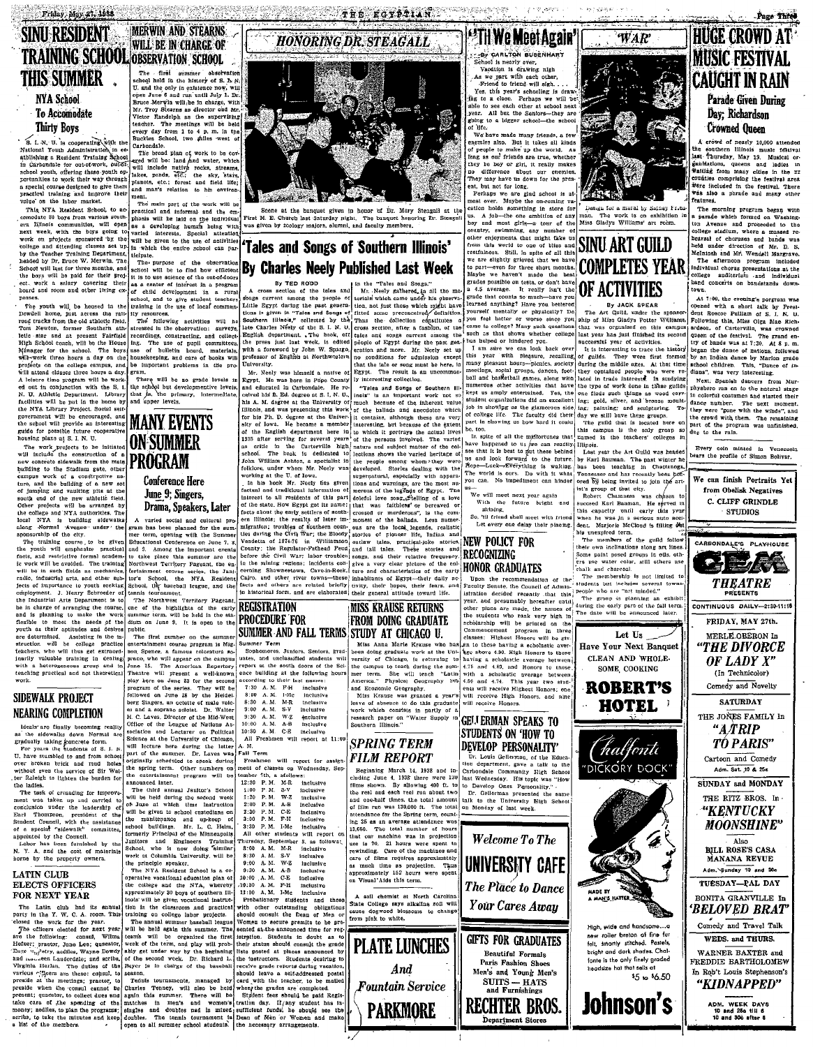# SINU RESIDENT TRAINING SCHOOL THIS SUMMER

## NYA School To Accomodate Thirty Boys

S. I. N. U. is cooperating with the National Youth Administration in establishing a Resident Training School in Carbondale for out-of-work, out-of-school youth, offering these youth opportunities to work their way through a special course designed to give them practical training and improve their value on the labor market.

This NYA Resident School, to accomodate 30 boys from various southern Illinois communities, will open next week, with the boys going to work on projects sponsored by the college and attending classes set up by the Teacher Training Department, headed by Dr. Bruce W. Merwin. The School will last for three months, and the boys will be paid for their project. work a salary covering their board and room and other living expenses.

The youth will be housed in the Dowdell home, just across the railroad tracks from the old athletic field. Tom Newton, former Southern athlete star and at present Fairfield High School coach, will be the House Manager for the school. The boys will work three hours a day on the projects on the college campus, and will attend classes three hours a day. A future time program will be worked out in conjunction with the S. I. N. U. Athletic Department. Library facilities will be put in the home by the NYA Library Project. Social self government will be encouraged, and the school will provide an interesting guide for possible future cooperative housing plans at S. I. N. U.

The work projects to be initiated will include the construction of a new concrete sidewalk from the main building to the Stadium gate, other campus work of a construction nature, and the building of a new set of jumping and vaulting pits at the south end of the new athletic field. Other projects will be arranged by the college and NYA authorities. The local NYA is building sidewalks along Normal Avenue under the sponsorship of the city.

The training course, to be given the youth will emphasize practical facts, and restrictive formal academic work will be avoided. The training will be in such fields as mechanics, radio, industrial arts, and other subjects of importance to youth seeking employment. J. Henry Schroeder of the Industrial Arts Department is to be in charge of arranging the course, and is planning to make the work flexible to meet the needs of the youth as their aptitudes and desires are determined. Assisting in the instruction will be college practice teachers, who will thus get extraordinarily valuable training in dealing with a heterogeneous group and in teaching practical and not theoretical work.

## SIDEWALK PROJECT NEARING COMPLETION

Ideals are finally becoming reality as the sidewalks down Normal are gradually taking concrete form.

For years the students of S. I. N. U. have stumbled to and from school over broken brick and mud holes without even the service of Sir Walter Raleigh to lighten the burden for the ladies.

The task of crusading for improvement was taken up and carried to conclusion under the leadership of Earl Thompson, president of the Student Council, with the assistance of a special "sidewalk" committee, appointed by the Council.

Labor has been furnished by the N. Y. A. and the cost of materials borne by the property owners.

## LATIN CLUB ELECTS OFFICERS FOR NEXT YEAR

The Latin club had its annual party in the Y. W. C. A. room. This closed the work for the year.

The officers elected for next year are the following: consul, Wilma Hofner; praetor, June Lee; quaestor, Dane Doherty, aedile, Wayne Dowdy and Eleanor Lauderdale; and scribe, Virginia Harlan. The duties of the various officers are these: consul, to preside at the meetings; praetor, to preside when the consul cannot be present; quaestor, to collect dues and take care of the spending of the money; aediles, to plan the programs; scribe, to take the minutes and keep a list of the members.

# MERWIN AND STEARNS WILL BE IN CHARGE OF OBSERVATION SCHOOL

The first summer observation school held in the history of S. I. N. U. and the only in existence now, will open June 6 and run until July 1. Dr. Bruce Merwin will be in charge, with Mr. Troy Stearns as director and Mr. Victor Randolph as the supervising teacher. The meetings will be held every day from 1 to 4 p. m. in the Buckles School, two miles west of Carbondale.

The broad plan of work to be covered will be: land and water, which will include native rocks, streams, lakes, ponds, etc.; the sky, stars, planets, etc.; forest and field life; and man's relation to his environment.

The main part of the work will be practical and informal and the emphasis will be laid on the individual as a developing human being with varied interests. Special attention will be given to the use of activities in which the entire school can participate.

The purpose of the observation school will be to find how efficient it is to use science of the out-of-doors as a center of interest in a program of child development in a rural school, and to give student teachers training in the use of local community resources.

The following activities will be stressed in the observation: surveys, recordings, constructing, and collecting. The use of pupil committees, use of bulletin board, materials, housekeeping, and care of books will be important problems in the program.

There will be no grade levels in the school but developmentive levels, that is, the primary, intermediate, and upper levels.

# MANY EVENTS ON SUMMER PROGRAM

## Conference Here June 9; Singers, Drama, Speakers, Later

A varied social and cultural program has been planned for the summer term, opening with the Summer Educational Conference on June 7, 8, and 9. Among the important events to take place this summer are the Northwest Territory Pageant, the entertainment course series, the Janitor's School, the NYA Resident School, the baseball league, and the tennis tournament.

The Northwest Territory Pageant, one of the highlights of the early summer term, will be held in the stadium on June 9. It is open to the public.

The first number on the summer entertainment course program is Nelson Spence, a famous coloratura soprano, who will appear on the campus June 15. The American Repertory Theatre will present a well-known play here on June 23 for the second program of the series. They will be followed on June 28 by the Heidelberg Singers, an octette of male voices and a soprano soloist. Dr. Walter H. C. Laves, Director of the Mid-West Office of the League of Nations Association and Lecturer on Political Science at the University of Chicago, will lecture here during the latter part of the summer. Dr. Laves was originally scheduled to speak during the spring term. Other numbers on the entertainment program will be announced later.

The third annual Janitors' School will be held during the second week of June at which time instruction will be given to school custodians on the maintenance and up-keep of school buildings. Mr. L. C. Helm, formerly Principal of the Minneapolis Janitors and Engineers Training School, who is now doing similar work at Columbia University, will be the principle speaker.

The NYA Resident School is a cooperative vocational education plan of the college and the NYA, whereby approximately 30 boys of southern Illinois will be given vocational instruction in the classroom and practical training on college labor projects.

The annual summer baseball league will be held again this summer. The teams will be organized the first week of the term, and play will probably get under way by the beginning of the second week. Dr. Richard L. Beyer is in charge of the baseball season.

Tennis tournaments, managed by Charles Tenney, will also be held again this summer. There will be matches in men's and women's singles and doubles and in mixed doubles. The tennis tournament is open to all summer school students.

# HONORING DR. STEAGALL

Scene at the banquet given in honor of Dr. Mary Steagall at the First M. E. Church last Saturday night. The banquet honoring Dr. Steagall was given by zoology majors, alumni, and faculty members.

# 'Tales and Songs of Southern Illinois' By Charles Neely Published Last Week

By TED RODD

A cross section of the tales and songs current among the people of Little Egypt during the past generations is given in "Tales and Songs of Southern Illinois," collected by the late Charles Neely of the S. I. N. U. English department. The book, off the press just last week, is edited with a foreword by John W. Spargo, professor of English at Northwestern University.

Mr. Neely was himself a native of Egypt. He was born in Pope County and educated in Carbondale. He received his B. Ed. degree at S. I. N. U., his A. M. degree at the University of Illinois, and was presenting this work for his Ph. D. degree at the University of Iowa. He became a member of the English department here in 1935 after serving for several years as critic in the Carterville high school. The book is dedicated to John William Ashton, a specialist in folklore, under whom Mr. Neely was working at the U. of Iowa.

In his book Mr. Neely has given factual and traditional information of interest to all residents of this part of the state. How Egypt got its name; facts about the early settlers of southern Illinois; the results of later immigration; troubles of Southern counties during the Civil War; the Bloody Vendetta of 1874-76 in Williamson County; the Regulator-Flathead Feud before the Civil War; labor troubles in the mining regions; incidents concerning Shawneetown, Cave-in-Rock, Cairo, and other river towns—these facts and others are related briefly in historical form, and are elaborated in the "Tales and Songs."

Mr. Neely gathered in all the material which came under his observation, not just those which might have fitted some preconceived definition. Thus the collection constitutes a cross section, after a fashion, of the tales and songs current among the people of Egypt during the past generation and more. Mr. Neely set up no conditions for admission except that the tale or song must be here, in Egypt. The result is an uncommonly interesting collection.

"Tales and Songs of Southern Illinois" is an important work not so much because of the inherent value of the ballads and anecdotes which it contains, although these are very interesting, but because of the extent to which it portrays the actual lives of the persons involved. The variety of nature and subject matter of the collections shows the varied heritage of the people among whom they were developed. Stories dealing with the supernatural, especially with apparitions and warnings, are the most numerous of the legends of Egypt. The doleful love song, telling of a love that was faithless or bereaved or crossed or murderous, is the commonest of the ballads. Less numerous are the local legends, realistic stories of pioneer life, Indian and outlaw tales, practical-joke stories, and tall tales. These stories and songs, and their relative frequency, give a very clear picture of the culture and characteristics of the early inhabitants of Egypt—their daily activity, their hopes, their fears, and their general attitude toward life.

# REGISTRATION PROCEDURE FOR SUMMER AND FALL TERMS

**Summer Term**

Sophomores, Juniors, Seniors, graduates, and unclassified students will report at the south doors of the Science building at the following hours according to their last names:

| | | |
|---|---|---|
| 7:30 A. M. | F-H | inclusive |
| 8:00 A. M. | I-Mc | inclusive |
| 8:30 A. M. | M-R | inclusive |
| 9:00 A. M. | S-V | inclusive |
| 9:30 A. M. | W-Z | inclusive |
| 10:00 A. M. | A-B | inclusive |
| 10:30 A. M. | C-E | inclusive |

All Freshmen will report at 11:00 A. M.

**Fall Term**

Freshmen will report for assignment of classes on Wednesday, September 14, as follows:

| | | |
|---|---|---|
| 12:30 P. M. | M-R | inclusive |
| 1:00 P. M. | S-V | inclusive |
| 1:30 P. M. | W-Z | inclusive |
| 2:00 P. M. | A-B | inclusive |
| 2:30 P. M. | C-E | inclusive |
| 3:00 P. M. | F-H | inclusive |
| 3:30 P. M. | I-Mc | inclusive |

All other students will report on Thursday, September 8, as follows:

| | | |
|---|---|---|
| 8:00 A. M. | M-R | inclusive |
| 8:30 A. M. | S-V | inclusive |
| 9:00 A. M. | W-Z | inclusive |
| 9:30 A. M. | A-B | inclusive |
| 10:00 A. M. | C-E | inclusive |
| 10:30 A. M. | F-H | inclusive |
| 11:00 A. M. | I-Mc | inclusive |

Probationary students and those with other outstanding obligations should consult the Dean of Men or Women to secure permits to be presented at the announced time for registration. Students in doubt as to their status should consult the grade lists posted at places announced by the instructors. Students desiring to receive grade reports during vacation, should leave a self-addressed postal card with the teacher, to be mailed when the grades are completed.

Student fees should be paid Registration day. If any student has insufficient funds, he should see the Dean of Men or Women and make the necessary arrangements.

# MISS KRAUSE RETURNS FROM DOING GRADUATE STUDY AT CHICAGO U.

Miss Anna Marie Krause who has been doing graduate work at the University of Chicago, is returning to the campus to teach during the summer term. She will teach "Latin America," Physical Geography 205 and Economic Geography.

Miss Krause was granted a year's leave of absence to do this graduate work which consists in partly of a research paper on "Water Supply in Southern Illinois."

# SPRING TERM FILM REPORT

Beginning March 14, 1938 and including June 4, 1938 there were 130 films shown. By allowing 400 ft. to the reel and each reel run about two and one-half times, the total amount of film run was 130,000 ft. The total attendance for the Spring term, counting 25 as an average attendance was 13,650. The total number of hours that our machine was in projection use is 70. 21 hours were spent in rewinding. Care of the machines and care of films requires approximately as much time as projection. Thus approximately 162 hours were spent on Visual Aids this term.

A soil chemist at North Carolina State College says alkaline soil will cause dogwood blossoms to change from pink to white.

# PLATE LUNCHES

And Fountain Service

# PARKMORE

# "'Til We Meet Again"

By CARLTON BUSENHART

School is nearly over,
Vacation is drawing nigh
As we part with each other,
Friend to friend will sigh. . . .

Yes, this year's schooling is drawing to a close. Perhaps we will be able to see each other at school next year. All but the Seniors—they are going to a bigger school—the school of life.

We have made many friends, a few enemies also. But it takes all kinds of people to make up the world. As long as our friends are true, whether they be boy or girl, it really makes no difference about our enemies. They may have us down for the present, but not for long.

Perhaps we are glad school is almost over. Maybe the on-coming vacation holds something in store for us. A job—the one ambition of any boy and most girls—a tour of the country, swimming, any number of other enjoyments that might take us from this world to one of bliss and restfulness. Still, in spite of all this we are slightly grieved that we have to part—even for three short months. Maybe we haven't made the best grades possible on tests, or don't have a 4.5 average. It really isn't the grade that counts so much—have you learned anything? Have you bettered yourself mentally or physically? Do you feel better or worse since you came to college? Many such questions such as that shows whether college has helped or hindered you.

I am sure we can look back over this year with pleasure, recalling many pleasant hours—picnics, society meetings, social groups, dances, football and basketball games, along with numerous other activities that have kept us amply entertained. Yes, the student organizations did an excellent job in showing us the glamorous side of college life. The faculty did their part in showing us how hard it could be, too.

In spite of all the misfortunes that have happened to us (we can readily see that it is best to let these behind us and look forward to the future. Hope—Luck—Everything is waiting. The world is ours. Do with it what you can. No impediment can hinder us—

We will meet next year again
With the future bright and shining,
So, 'til friend shall meet with friend
Let every one delay their pining.

# NEW POLICY FOR RECOGNIZING HONOR GRADUATES

Upon the recommendation of the Faculty Senate, the Council of Administration decided recently that this year, and presumably hereafter until other plans are made, the names of the students who rank very high in scholarship will be printed on the Commencement program in three classes: Highest Honors will be given to those having a scholastic average above 4.80. High Honors to those having a scholastic average between 4.75 and 4.80, and Honors to those with a scholastic average between 4.50 and 4.74. This year two students will receive Highest Honors; one will receive High Honors, and nine will receive Honors.

# GELLERMAN SPEAKS TO STUDENTS ON 'HOW TO DEVELOP PERSONALITY'

Dr. Louis Gellerman, of the Education department, gave a talk to the Carbondale Community High School last Wednesday. His topic was "How to Develop Ones Personality."

Dr. Gellerman presented the same talk to the University High School on Monday of last week.

**Welcome To The UNIVERSITY CAFE**

*The Place to Dance Your Cares Away*

**GIFTS FOR GRADUATES**

Beautiful Formals
Paris Fashion Shoes
Men's and Young Men's SUITS — HATS and Furnishings

**RECHTER BROS.**
Department Stores

# 'WAR'

Design for a mural by Sidney Fritsman. The work is on exhibition in Miss Gladys Williams' art room.

# SINU ART GUILD COMPLETES YEAR OF ACTIVITIES

By JACK SPEAR

The Art Guild, under the sponsorship of Miss Gladys Potter Williams, that was organized on this campus last year has just finished its second successful year of activities.

It is interesting to trace the history of guilds. They were first formed during the middle ages. At that time they contained people who were related in trade interests. In studying the type of work done in these guilds one finds such things as wood carving, gold, silver, and bronze moulding, painting, and sculpturing. Today we still have these groups.

The guild that is located here on this campus is the only group so named in the teachers' colleges in Illinois.

Last year the Art Guild was headed by Karl Bauman. The past winter he has been teaching in Chattanooga, Tennessee and has recently been honored by being invited to join the artist's group of that city.

Robert Chamness was chosen to succeed Karl Bauman. He served in this capacity until early this year when he was in a serious auto accident. Marjorie McCloud is filling out his unexpired term.

The members of the guild follow their own inclinations along art lines. Some paint pencil groups in oils, others use water color, still others use chalk and charcoal.

The membership is not limited to students but includes several townspeople who are "art minded."

The group is planning an exhibit during the early part of the fall term. The date will be announced later.

Let Us Have Your Next Banquet
CLEAN AND WHOLESOME COOKING

**ROBERT'S HOTEL**

Chalfonte "DICKORY DOCK"

MADE BY A MAN'S HATTER

High, wide and handsome...a new roller breton of fine fur felt, smartly stitched. Pastels, bright and dark shades. Chalfonte is the only finely graded headsize hat that sells at $5 to $6.50

**Johnson's**

# HUGE CROWD AT MUSIC FESTIVAL CAUGHT IN RAIN

## Parade Given During Day; Richardson Crowned Queen

A crowd of nearly 10,000 attended the southern Illinois music festival last Thursday, May 19. Musical organizations, queens and ladies in waiting from many cities in the 22 counties comprising the festival area were included in the festival. There was also a parade and many other features.

The morning program began with a parade which formed on Washington Avenue and proceeded to the college stadium, where a massed rehearsal of choruses and bands was held under direction of Mr. D. S. McIntosh and Mr. Wendell Margrave.

The afternoon program included individual chorus presentations at the college auditorium and individual band concerts on bandstands downtown.

At 7:00, the evening's program was opened with a short talk by President Roscoe Pulliam of S. I. N. U. Following this, Miss Olga Mae Richardson, of Carterville, was crowned queen of the festival. The grand entry of bands was at 7:30. At 8 p. m. began the dance of nations, followed by an Indian dance by Marion grade school children. This, "Dance of Indians", was very interesting.

Next, Spanish dancers from Murphysboro ran on to the natural stage in colorful costumes and started their dance number. The next moment, they were "gone with the winds", and the crowd with them. The remaining part of the program was unfinished, due to the rain.

Every coin minted in Venezuela bears the profile of Simon Bolivar.

We can finish Portraits Yet from Obelisk Negatives
C. CLIFF GRINDLE STUDIOS

CARBONDALE'S PLAYHOUSE

**GEM THEATRE PRESENTS**

CONTINUOUS DAILY—2:30-11:15

**FRIDAY, MAY 27th.**

MERLE OBERON In
*"THE DIVORCE OF LADY X"*
(In Technicolor)
Comedy and Novelty

**SATURDAY**

THE JONES FAMILY In
*"A TRIP TO PARIS"*
Cartoon and Comedy
Adm. Sat. 10 & 25c

**SUNDAY and MONDAY**

THE RITZ BROS. In
*"KENTUCKY MOONSHINE"*
Also
BILL ROSE'S CASA MANANA REVUE
Adm. Sunday 10 and 30c

**TUESDAY—PAL DAY**

BONITA GRANVILLE In
*'BELOVED BRAT'*
Comedy and Travel Talk

**WEDS. and THURS.**

WARNER BAXTER and FREDDIE BARTHOLOMEW In Rob't Louis Stephenson's
*"KIDNAPPED"*

ADM. WEEK DAYS
10 and 25c till 6
10 and 30c after 6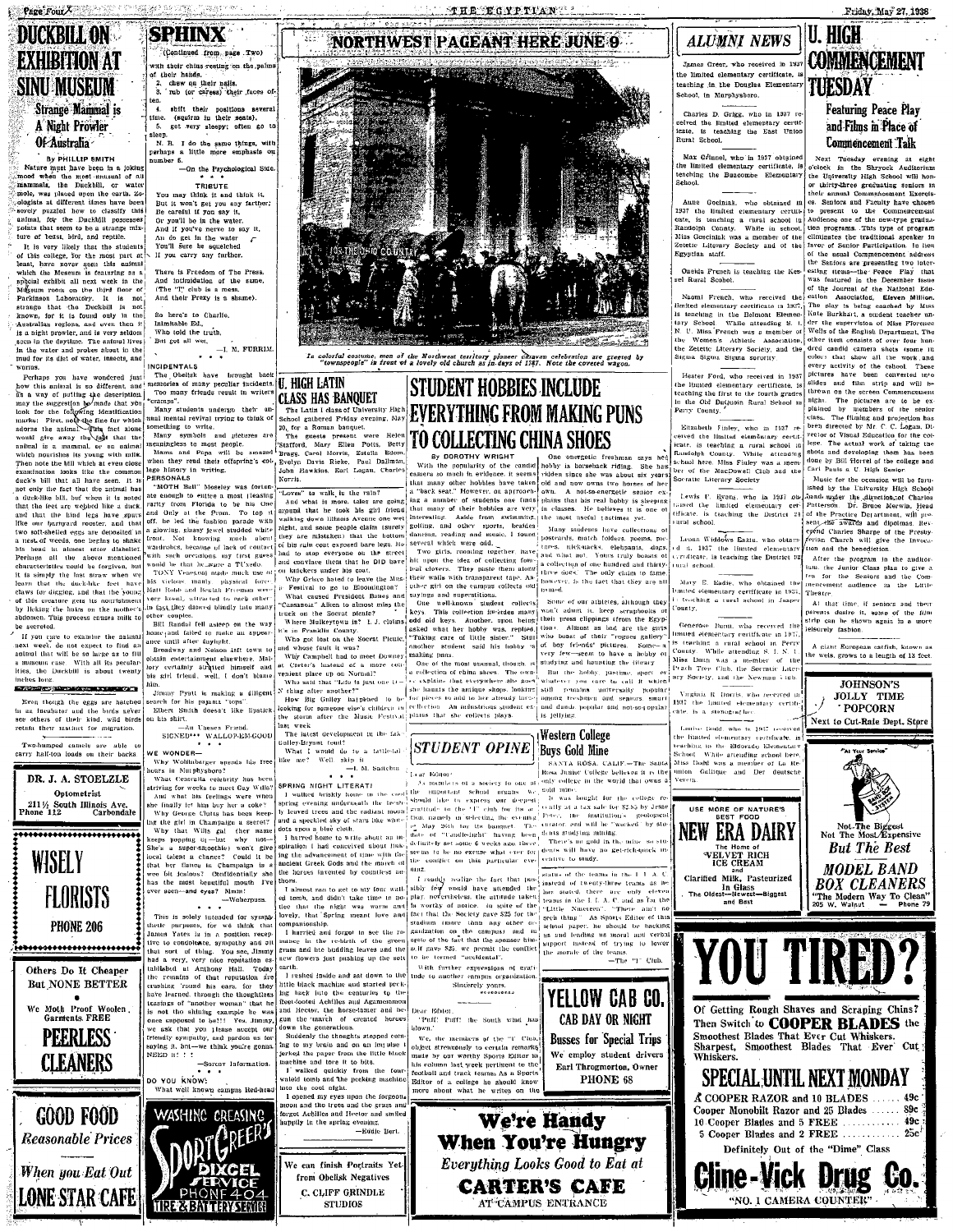# DUCKBILL ON EXHIBITION AT SINU MUSEUM

## Strange Mammal is A Night Prowler Of Australia

By PHILLIP SMITH

Nature must have been in a joking mood when the most unusual of all mammals, the Duckbill, or water mole, was placed upon the earth. Zoologists at different times have been sorely puzzled how to classify this animal, for the Duckbill possesses points that seem to be a strange mixture of beast, bird, and reptile.

It is very likely that the students of this college, for the most part at least, have never seen this animal which the Museum is featuring as a special exhibit all next week in the Museum room on the third floor of Parkinson Laboratory. It is not strange that the Duckbill is not known, for it is found only in the Australian regions, and even then it is a night prowler, and is very seldom seen in the daytime. The animal lives in the water and probes about in the mud for its diet of water, insects, and worms.

Perhaps you have wondered just how this animal is so different, and is a way of putting the description may the suggestion he made that you look for the following identification marks: First, note the fine fur which adorns the animal. This fact alone would give away the fact that the animal is a mammal, or an animal which nourishes its young with milk. Then note the bill which at even close examination looks like the common duck's bill that all have seen. It is not only the fact that the animal has a duck-like bill, but when it is noted that the feet are webbed like a duck, and that the hind legs have spurs like our barnyard rooster, and that two soft-shelled eggs are deposited in a nest of weeds, one begins to shake his head in almost utter disbelief. Perhaps all the above mentioned characteristics could be forgiven, but it is simply the last straw when we learn that the duck-like feet have claws for digging, and that the young of this creature gets its nourishment by licking the holes on the mother's abdomen. This process causes milk to be secreted.

If you care to examine the animal next week, do not expect to find an animal that will be as large as to fill a museum case. With all its peculiarities, the Duckbill is about twenty inches long.

Even though the eggs are hatched in an incubator and the birds never see others of their kind, wild birds retain their instinct for migration.

Two-humped camels are able to carry half-ton loads on their backs.

---

**DR. J. A. STOELZLE**
Optometrist
211½ South Illinois Ave.
Phone 112 Carbondale

---

**WISELY FLORISTS**
PHONE 206

---

Others Do It Cheaper
But NONE BETTER

We Moth Proof Woolen Garments FREE

**PEERLESS CLEANERS**

---

**GOOD FOOD**
*Reasonable Prices*

*When you Eat Out*
**LONE STAR CAFE**

---

# SPHINX

(Continued from page Two)

with their chins resting on the palms of their hands.
3. chew on their nails.
3. rub (or caress) their faces often.
4. shift their positions several times. (squirm in their seats).
5. get very sleepy; often go to sleep.

N. B. I do the same things, with perhaps a little more emphasis on number 5.

—On the Psychological Side.

\* \* \*

**TRIBUTE**

You may think it and think it,
But it won't get you any farther;
Be careful if you say it,
Or you'll be in the water.
And if you've nerve to say it,
An do get in the water
You'll sure be squelched
If you carry any further.

There is Freedom of The Press,
And intimidation of the same,
(The "I" club is a mess,
And their Prexy is a shame).

So here's to Charlie,
Inimitable Ed.,
Who told the truth,
But got all wet.

—I. M. FURRIM.

\* \* \*

**INCIDENTALS**

The Obelisk have brought back memories of many peculiar incidents. Too many friends result in writer's "cramps".

Many students undergo their annual mental revival trying to think of something to write.

Many symbols and pictures are meaningless to most people.

Mama and Papa will be amazed when they read their offspring's college history in writing.

**PERSONALS**

"MOTH Ball" Moseley was fortunate enough to entice a most pleasing party from Florida to be his Cheri and Only at the Prom. To top it off, he led the fashion parade with a glowing, classy jewel studded white tresuit. Not knowing much about wardrobes, because of lack of contact with such occasions, my first guess would be that he gave a TUxedo.

TONY Yost had made much use of his virtuous manly physical force. Matt Robb and Beulah Freeman were very keen, attracted to each other. In fact, they danced blindly into many other couples.

Bill Randol fell asleep on the way home, and failed to make an appearance until after daylight.

Broadway and Nelson left town to obtain entertainment elsewhere. Mallory certainly strutted himself and his girl friend, well, I don't blame him.

Jimmy Pyatt is making a diligent search for his pajama "tops".

Elbert Smith doesn't like lipstick on his shirt.

—An Unseen Friend.
SIGNED\*\*\* WALLOP-EM-GOOD

\* \* \*

**WE WONDER—**

Why Wolfinbarger spends his free hours in Murphysboro?

What Centralia celebrity has been striving for weeks to meet Guy Wills? And what his feelings were when she finally let him buy her a coke?

Why George Dutra has been keeping the girl in Champaign a secret?

Why that Wills gal (her name keeps popping up—but why not— She's a super-snaky) won't give local talent a chance? Could it be that her fiance in Champaign is a wee bit jealous? Confidentially she has the most beautiful mouth I've ever seen—and eyes? Mmm!

—Weberpass.

\* \* \*

This is solely intended for sympathetic purposes, for we think that James Yates is in a position receptive to condolence, sympathy and all that sort of thing. You see, Jimmy had a very, very nice reputation established at Anthony Hall. Today the remains of that reputation are crushing round his ears, for they have learned, through the thoughtless teasings of "another woman" that he is not the shining example he was once supposed to be!!! Yes, Jimmy, we ask that you please accept our friendly sympathy, and pardon us for saying it, but—we think you're gonna NEED it! ! !

—Soroor Information.

\* \* \*

DO YOU KNOW:

What well known campus Red-head

---

WASHING CREASING
**SPORT GREER'S**
DIXCEL SERVICE
PHONE 404
TIRE & BATTERY SERVICE

---

# NORTHWEST PAGEANT HERE JUNE 9

*In colorful costume, men of the Northwest territory pioneer caravan celebration are greeted by "townspeople" in front of a lovely old church as in days of 1787. Note the covered wagon.*

## U. HIGH LATIN CLASS HAS BANQUET

The Latin I class of University High School gathered Friday evening, May 20, for a Roman banquet.

The guests present were Helen Stafford, Mary Ellen Potts, Betty Bragg, Carol Morris, Estalla Blom, Evelyn Davis Rieke, Paul Dallman, John Hawkins, Earl Logan, Charles Norris.

"Loves" to walk in the rain?

And what is more, tales are going around that he took his girl friend walking down Illinois Avenue one wet night, and some people claim (surely they are mistaken) that the bottom of his rain coat exposed bare legs. He had to stop everyone on the street and convince them that he DID have on knickers under his coat.

Why Grieve hated to leave the Music Festival to go to Bloomington?

What caused President Banes and "Casanova" Aiken to almost miss the truck on the Social plcnic?

Where Mulkeytown is? I. J. claims it's in Franklin County.

Who got lost on the Social Picnic, and whose fault it was?

Why Campbell had to meet Downey at Carter's instead of a more convenient place up on Normal?

Who said that "Life is just one D— N thing after another?"

How Big Gulley happened to be looking for someone else's children in the storm after the Music Festival last week.

The latest development in the Gulley-Bryant feud?

What I would do to a tattle-tail like me? Well skip it.

—I. M. Snitchu.

\* \* \*

**SPRING NIGHT LITERATI**

I walked briskly home in the cool spring evening. Underneath the trees the lovely leaved trees and the radiant moon and a speckled sky of stars like white dots upon a blue cloth.

I hurried home to write about an inspiration I had conceived about linking the advancement of time with the ancient Greek Gods and the march of the heroes invented by countless authors.

I almost ran to get to my four walled tomb, and didn't take time to notice that the night was warm and lovely, that Spring meant love and companionship.

I hurried and forgot to see the rousing re-birth of the green grass and the budding leaves and the new flowers just pushing up the soft earth.

I rushed inside and sat down to the little black machine and started pecking back into the centuries to the fleet-footed Achilles and Agamemnon and Hector, the horse-tamer and began the march of created heroes down the generations.

Suddenly the thoughts stopped coming to my brain and on an impulse jerked the paper from the little black machine and tore it to bits.

I walked quickly from the four walled tomb and the pecking machine into the cool night.

I opened my eyes upon the gorgeous moon and the trees and the grass and forgot Achilles and Hector and smiled happily in the spring evening.

—Eddie Bert.

---

We can finish Portraits Yet from Obelisk Negatives

C. CLIFF GRINDLE STUDIOS

---

# STUDENT HOBBIES INCLUDE EVERYTHING FROM MAKING PUNS TO COLLECTING CHINA SHOES

By DOROTHY WRIGHT

With the popularity of the candid camera so much in evidence, it seems that many other hobbies have taken a "back seat." However, an approach to a number of students one finds that many of their hobbies are very interesting. Aside from swimming, golfing, and other sports, besides dancing, reading and music, I found several which were odd.

Two girls, rooming together, have hit upon the idea of collecting football clovers. They paste them along their walls with transparent tape. Another girl on the campus collects old sayings and superstitions.

One well-known student collects keys. This collection includes many odd old keys. Another, upon being asked what her hobby was, replied, "Taking care of little sister." Still another student said his hobby is making puns.

One of the most unusual, though, is a collection of china shoes. The owner explains that everywhere she goes she haunts the antique shops, looking for pieces to add to her already large collection. An industrious student explains that she collects plays.

One energetic freshman says her hobby is horseback riding. She has ridden since she was about six years old and now owns two horses of her own. A not-so-energetic senior explains that his real hobby is sleeping in classes. He believes it is one of the most useful pastimes yet.

Many students have collections of postcards, match folders, poems, pictures, nick-nacks, elephants, dogs, and what not. Yours truly boasts of a collection of one hundred and thirty-three notes. The only claim to fame, however, is the fact that they are all unsigned.

Some of our athletes, although they won't admit it, keep scrapbooks of their press clippings from the Egyptian. Almost as bad are the guys who boast of their "rogues gallery" of boy friends' pictures. Some—a very few—seem to have a hobby of studying and haunting the library.

But the hobby pastime, sport or whatever you care to call it which still remains universally popular among freshmen and seniors, smart and dumb, popular and not-so-popular is jollying.

---

## STUDENT OPINE

Dear Editor:

As members of a society in one of the important school groups, we should like to express our deepest gratitude to the "I" club for its act that, namely in selecting the evening of May 26th for the banquet. The date of "Candle-light" having been definitely set some 6 weeks ago, there seems to be no excuse what ever for the conflict on this particular evening.

I readily realize the fact that possibly few would have attended the play nevertheless, the attitude taken is worthy of notice. In spite of the fact that the Society gave $25 for the stadium (more than any other organization on the campus) and in spite of the fact that the sponsor himself gave $35, we permit the conflict to be termed "accidental".

With further expressions of gratitude to another campus organization.

Sincerely yours,

\* \* \*

Dear Editor:

"Puff! Puff! the South wind has blown."

We, the members of the "I" Club, object strenuously to certain remarks made by our worthy Sports Editor in his column last week pertinent to the football and track teams. As a Sports Editor of a college he should know more about what he writes on the

status of the teams in the I. I. A. C. instead of twenty-three teams as he has stated, there are only eleven teams in the I. I. A. C. and as for the "Little Nineteen", "There ain't no such thing." As Sports Editor of this school paper, he should be backing us and lending us moral and verbal support instead of trying to lower the morale of the teams.

—The "I" Club.

---

# ALUMNI NEWS

James Greer, who received in 1937 the limited elementary certificate, is teaching in the Douglas Elementary School, in Murphysboro.

Charles D. Grigg, who in 1937 received the limited elementary certificate, is teaching the East Union Rural School.

Max Grinnel, who in 1937 obtained the limited elementary certificate, is teaching the Buncombe Elementary School.

Anne Goscinak, who obtained in 1937 the limited elementary certificate, is teaching a rural school in Randolph County. While in school, Miss Goscinak was a member of the Zetetic Literary Society and of the Egyptian staff.

Oneida French is teaching the Kessel Rural School.

Naomi French, who received the limited elementary certificate in 1937, is teaching in the Belmont Elementary School. While attending S. I. N. U. Miss French was a member of the Women's Athletic Association, the Zetetic Literary Society, and the Sigma Sigma Sigma sorority.

Hester Ford, who received in 1937 the limited elementary certificate, is teaching the first to the fourth grades in the Old DuQuoin Rural School in Perry County.

Elizabeth Finley, who in 1937 received the limited elementary certificate, is teaching a rural school in Randolph County. While attending school here, Miss Finley was a member of the MacDowell Club and the Socratic Literary Society.

Lewis F. Evans, who in 1937 obtained the limited elementary certificate, is teaching the District 24 rural school.

Leona Widdows Eakin, who obtained in 1937 the limited elementary certificate, is teaching the District 32 rural school.

Mary E. Eadie, who obtained the limited elementary certificate in 1937, is teaching a rural school in Jasper County.

Genevose Dunn, who received the limited elementary certificate in 1937, is teaching a rural school in Perry County. While attending S. I. N. U. Miss Dunn was a member of the Peach Tree Club, the Socratic Literary Society, and the Newman Club.

Virginia E. Dorris, who received in 1937 the limited elementary certificate, is a stenographer.

Louise Dodd, who in 1937 received the limited elementary certificate, is teaching in the Eldorado Elementary School. While attending school here, Miss Dodd was a member of Le Illinois Gallique and Der deutsche Verein.

---

## Western College Buys Gold Mine

SANTA ROSA, CALIF.—The Santa Rosa Junior College believes it is the only college in the world that owns a gold mine.

It was bought for the college recently at a tax sale for $2.85 by Jesse Peter, the institution's geological curator, and will be "worked" by students studying mining.

There's no gold in the mine, so students will have no get-rich-quick incentive to study.

---

**YELLOW CAB CO.**
CAB DAY OR NIGHT
Busses for Special Trips
We employ student drivers
Earl Throgmorton, Owner
PHONE 68

---

**We're Handy When You're Hungry**
*Everything Looks Good to Eat at*
**CARTER'S CAFE**
AT CAMPUS ENTRANCE

---

# U. HIGH COMMENCEMENT TUESDAY

## Featuring Peace Play and Films in Place of Commencement Talk

Next Tuesday evening at eight o'clock in the Shryock Auditorium the University High School will honor thirty-three graduating seniors in their annual Commencement Exercises. Seniors and Faculty have chosen to present to the Commencement Audience one of the new-type graduation programs. This type of program eliminates the traditional speaker in favor of Senior Participation. In lieu of the usual Commencement address the Seniors are presenting two interesting items—the Peace Play that was featured in the December issue of the Journal of the National Education Association, Eleven Million. The play is being coached by Miss Kate Burkhart, a student teacher under the supervision of Miss Florence Wells of the English Department. The other item consists of over four hundred candid camera shots (some in colors) that show all the work and every activity of the school. These pictures have been converted into slides and film strip and will be thrown on the screen Commencement night. The pictures are to be explained by members of the senior class. The filming and projection has been directed by Mr. C. C. Logan, Director of Visual Education for the college. The actual work of taking the shots and developing them has been done by Bill Horrel of the college and Carl Dunn of U. High Senior.

Music for the occasion will be furnished by the University High School Band under the direction of Charles Paterson. Dr. Bruce Merwin, Head of the Practice Department, will present the awards and diplomas. Reverend Charles Sharpe of the Presbyterian Church will give the Invocation and the benediction.

After the program in the auditorium, the Junior Class plan to give a tea for the Seniors and the Commencement audience in the Little Theatre.

At that time, if seniors and their parents desire it, some of the film strip can be shown again in a more leisurely fashion.

A giant European catfish, known as the wels, grows to a length of 13 feet.

---

**JOHNSON'S JOLLY TIME POPCORN**
Next to Cut-Rate Dept. Store

---

USE MORE OF NATURE'S BEST FOOD
**NEW ERA DAIRY**
The Home of VELVET RICH ICE CREAM
and
Clarified Milk, Pasteurized in Glass
The Oldest—Newest—Biggest and Best

---

"At Your Service"
Not The Biggest
Not The Most Expensive
*But The Best*
**MODEL BAND BOX CLEANERS**
"The Modern Way To Clean"
205 W. Walnut — Phone 79

---

# YOU TIRED?

Of Getting Rough Shaves and Scraping Chins? Then Switch to **COOPER BLADES** the Smoothest Blades That Ever Cut Whiskers. Sharpest, Smoothest Blades That Ever Cut Whiskers.

## SPECIAL UNTIL NEXT MONDAY

| | |
|---|---|
| A COOPER RAZOR and 10 BLADES | 49c |
| Cooper Monobilt Razor and 25 Blades | 89c |
| 10 Cooper Blades and 5 FREE | 49c |
| 5 Cooper Blades and 2 FREE | 25c |

Definitely Out of the "Dime" Class

**Cline-Vick Drug Co.**
"NO. 1 CAMERA COUNTER"